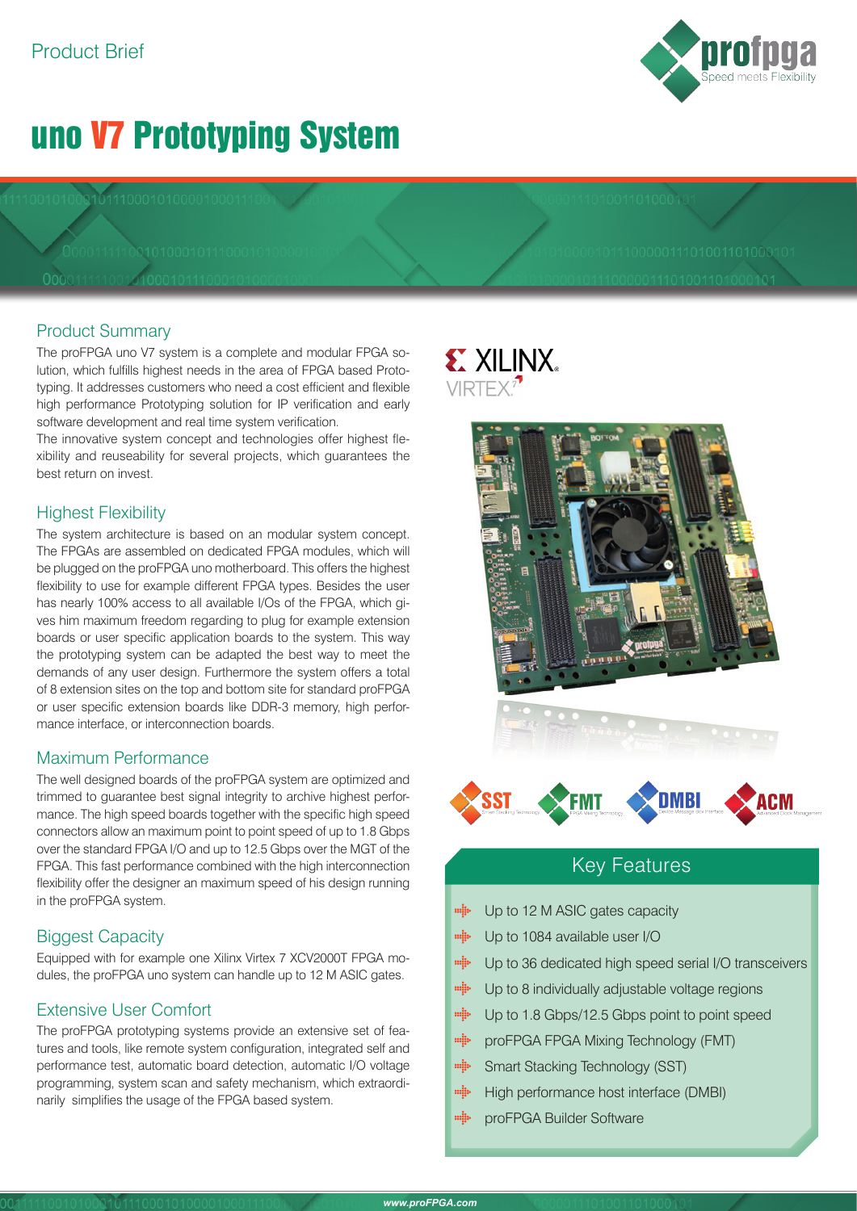Product Brief

# uno V7 Prototyping System

## Product Summary

The proFPGA uno V7 system is a complete and modular FPGA solution, which fulfills highest needs in the area of FPGA based Prototyping. It addresses customers who need a cost efficient and flexible high performance Prototyping solution for IP verification and early software development and real time system verification.

The innovative system concept and technologies offer highest flexibility and reuseability for several projects, which guarantees the best return on invest.

## Highest Flexibility

The system architecture is based on an modular system concept. The FPGAs are assembled on dedicated FPGA modules, which will be plugged on the proFPGA uno motherboard. This offers the highest flexibility to use for example different FPGA types. Besides the user has nearly 100% access to all available I/Os of the FPGA, which gives him maximum freedom regarding to plug for example extension boards or user specific application boards to the system. This way the prototyping system can be adapted the best way to meet the demands of any user design. Furthermore the system offers a total of 8 extension sites on the top and bottom site for standard proFPGA or user specific extension boards like DDR-3 memory, high performance interface, or interconnection boards.

## Maximum Performance

The well designed boards of the proFPGA system are optimized and trimmed to guarantee best signal integrity to archive highest performance. The high speed boards together with the specific high speed connectors allow an maximum point to point speed of up to 1.8 Gbps over the standard FPGA I/O and up to 12.5 Gbps over the MGT of the FPGA. This fast performance combined with the high interconnection flexibility offer the designer an maximum speed of his design running in the proFPGA system.

## Biggest Capacity

Equipped with for example one Xilinx Virtex 7 XCV2000T FPGA modules, the proFPGA uno system can handle up to 12 M ASIC gates.

## Extensive User Comfort

The proFPGA prototyping systems provide an extensive set of features and tools, like remote system configuration, integrated self and performance test, automatic board detection, automatic I/O voltage programming, system scan and safety mechanism, which extraordinarily simplifies the usage of the FPGA based system.

## Key Features

- Up to 12 M ASIC gates capacity
- Up to 1084 available user I/O
- Up to 36 dedicated high speed serial I/O transceivers
- Up to 8 individually adjustable voltage regions
- Up to 1.8 Gbps/12.5 Gbps point to point speed
- proFPGA FPGA Mixing Technology (FMT)
- Smart Stacking Technology (SST)
- High performance host interface (DMBI)
- proFPGA Builder Software

www.proFPGA.com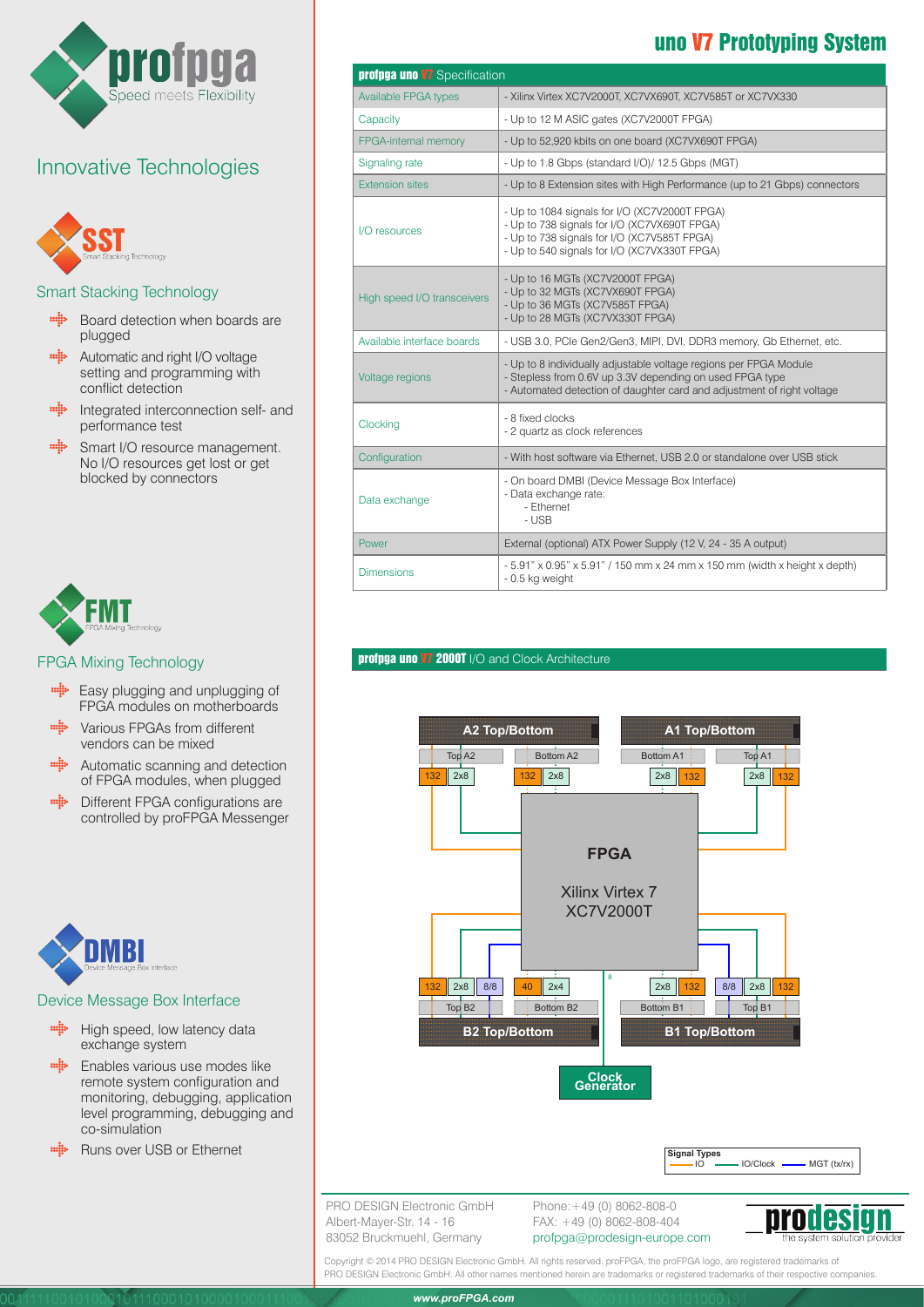# profpga

Speed meets Flexibility

## Innovative Technologies

### SST

Smart Stacking Technology

### Smart Stacking Technology

- Board detection when boards are plugged
- Automatic and right I/O voltage setting and programming with conflict detection
- Integrated interconnection self- and performance test
- Smart I/O resource management. No I/O resources get lost or get blocked by connectors

### FMT

FPGA Mixing Technology

### FPGA Mixing Technology

- Easy plugging and unplugging of FPGA modules on motherboards
- Various FPGAs from different vendors can be mixed
- Automatic scanning and detection of FPGA modules, when plugged
- Different FPGA configurations are controlled by proFPGA Messenger

### DMBI

Device Message Box Interface

### Device Message Box Interface

- High speed, low latency data exchange system
- Enables various use modes like remote system configuration and monitoring, debugging, application level programming, debugging and co-simulation
- Runs over USB or Ethernet

# uno V7 Prototyping System

## profpga uno V7 Specification

| | |
|---|---|
| Available FPGA types | - Xilinx Virtex XC7V2000T, XC7VX690T, XC7V585T or XC7VX330 |
| Capacity | - Up to 12 M ASIC gates (XC7V2000T FPGA) |
| FPGA-internal memory | - Up to 52,920 kbits on one board (XC7VX690T FPGA) |
| Signaling rate | - Up to 1.8 Gbps (standard I/O)/ 12.5 Gbps (MGT) |
| Extension sites | - Up to 8 Extension sites with High Performance (up to 21 Gbps) connectors |
| I/O resources | - Up to 1084 signals for I/O (XC7V2000T FPGA)<br>- Up to 738 signals for I/O (XC7VX690T FPGA)<br>- Up to 738 signals for I/O (XC7V585T FPGA)<br>- Up to 540 signals for I/O (XC7VX330T FPGA) |
| High speed I/O transceivers | - Up to 16 MGTs (XC7V2000T FPGA)<br>- Up to 32 MGTs (XC7VX690T FPGA)<br>- Up to 36 MGTs (XC7V585T FPGA)<br>- Up to 28 MGTs (XC7VX330T FPGA) |
| Available interface boards | - USB 3.0, PCIe Gen2/Gen3, MIPI, DVI, DDR3 memory, Gb Ethernet, etc. |
| Voltage regions | - Up to 8 individually adjustable voltage regions per FPGA Module<br>- Stepless from 0.6V up 3.3V depending on used FPGA type<br>- Automated detection of daughter card and adjustment of right voltage |
| Clocking | - 8 fixed clocks<br>- 2 quartz as clock references |
| Configuration | - With host software via Ethernet, USB 2.0 or standalone over USB stick |
| Data exchange | - On board DMBI (Device Message Box Interface)<br>- Data exchange rate:<br>- Ethernet<br>- USB |
| Power | External (optional) ATX Power Supply (12 V, 24 - 35 A output) |
| Dimensions | - 5.91" x 0.95" x 5.91" / 150 mm x 24 mm x 150 mm (width x height x depth)<br>- 0.5 kg weight |

## profpga uno V7 2000T I/O and Clock Architecture

A2 Top/Bottom
Top A2
Bottom A2
132 2x8 132 2x8

A1 Top/Bottom
Bottom A1
Top A1
2x8 132 2x8 132

FPGA
Xilinx Virtex 7
XC7V2000T

132 2x8 8/8 40 2x4 8 2x8 132 8/8 2x8 132
Top B2
Bottom B2
Bottom B1
Top B1
B2 Top/Bottom
B1 Top/Bottom

Clock Generator

Signal Types
IO
IO/Clock
MGT (tx/rx)

PRO DESIGN Electronic GmbH
Albert-Mayer-Str. 14 - 16
83052 Bruckmuehl, Germany

Phone: +49 (0) 8062-808-0
FAX: +49 (0) 8062-808-404
profpga@prodesign-europe.com

prodesign
the system solution provider

Copyright © 2014 PRO DESIGN Electronic GmbH. All rights reserved. proFPGA, the proFPGA logo, are registered trademarks of PRO DESIGN Electronic GmbH. All other names mentioned herein are trademarks or registered trademarks of their respective companies.

www.proFPGA.com